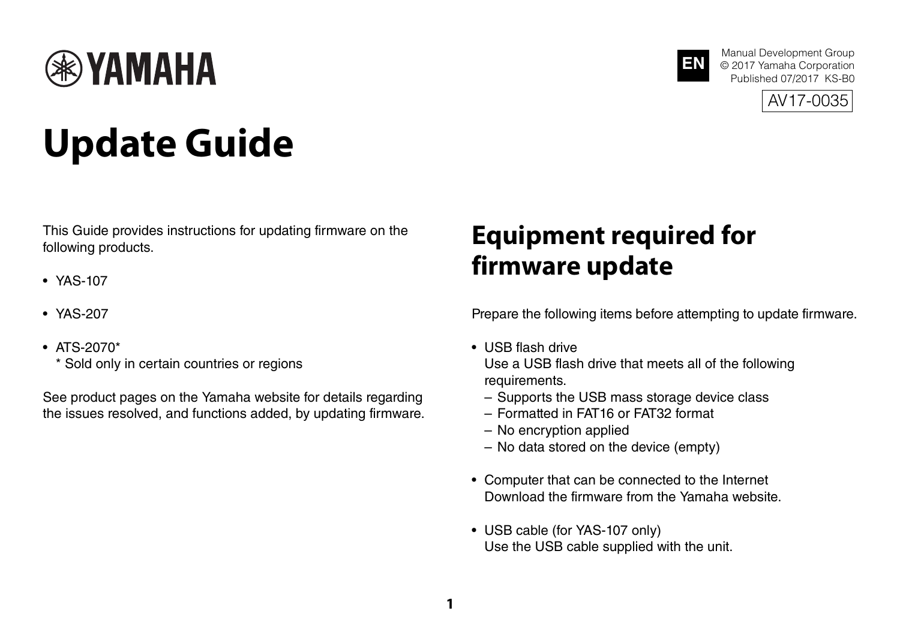YAMAHA

EN

Manual Development Group
© 2017 Yamaha Corporation
Published 07/2017 KS-B0

AV17-0035

# Update Guide

This Guide provides instructions for updating firmware on the following products.

- YAS-107
- YAS-207
- ATS-2070*
  * Sold only in certain countries or regions

See product pages on the Yamaha website for details regarding the issues resolved, and functions added, by updating firmware.

## Equipment required for firmware update

Prepare the following items before attempting to update firmware.

- USB flash drive
  Use a USB flash drive that meets all of the following requirements.
  – Supports the USB mass storage device class
  – Formatted in FAT16 or FAT32 format
  – No encryption applied
  – No data stored on the device (empty)
- Computer that can be connected to the Internet
  Download the firmware from the Yamaha website.
- USB cable (for YAS-107 only)
  Use the USB cable supplied with the unit.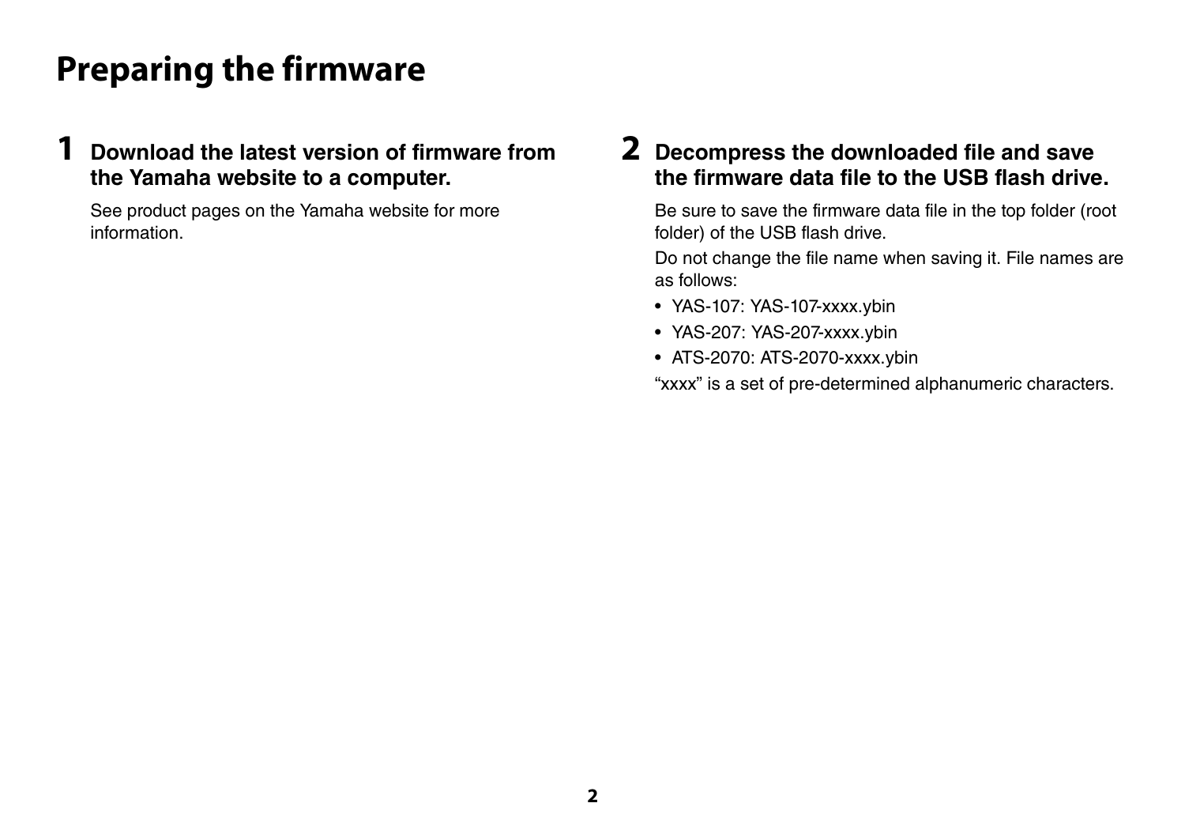# Preparing the firmware

## 1 Download the latest version of firmware from the Yamaha website to a computer.

See product pages on the Yamaha website for more information.

## 2 Decompress the downloaded file and save the firmware data file to the USB flash drive.

Be sure to save the firmware data file in the top folder (root folder) of the USB flash drive.

Do not change the file name when saving it. File names are as follows:

- YAS-107: YAS-107-xxxx.ybin
- YAS-207: YAS-207-xxxx.ybin
- ATS-2070: ATS-2070-xxxx.ybin

“xxxx” is a set of pre-determined alphanumeric characters.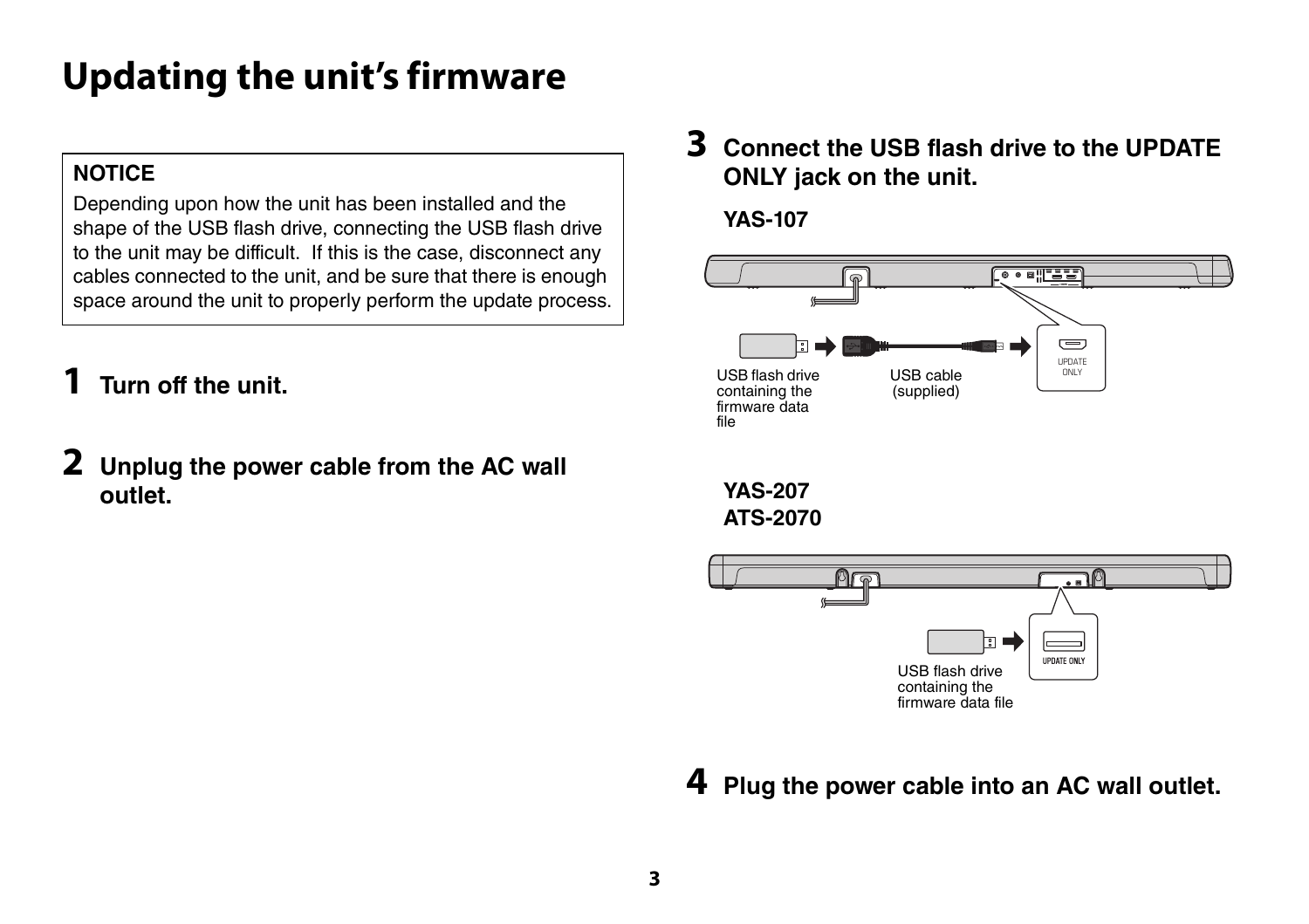# Updating the unit's firmware

**NOTICE**

Depending upon how the unit has been installed and the shape of the USB flash drive, connecting the USB flash drive to the unit may be difficult. If this is the case, disconnect any cables connected to the unit, and be sure that there is enough space around the unit to properly perform the update process.

**1 Turn off the unit.**

**2 Unplug the power cable from the AC wall outlet.**

**3 Connect the USB flash drive to the UPDATE ONLY jack on the unit.**

**YAS-107**

USB flash drive containing the firmware data file

USB cable (supplied)

UPDATE ONLY

**YAS-207**
**ATS-2070**

USB flash drive containing the firmware data file

UPDATE ONLY

**4 Plug the power cable into an AC wall outlet.**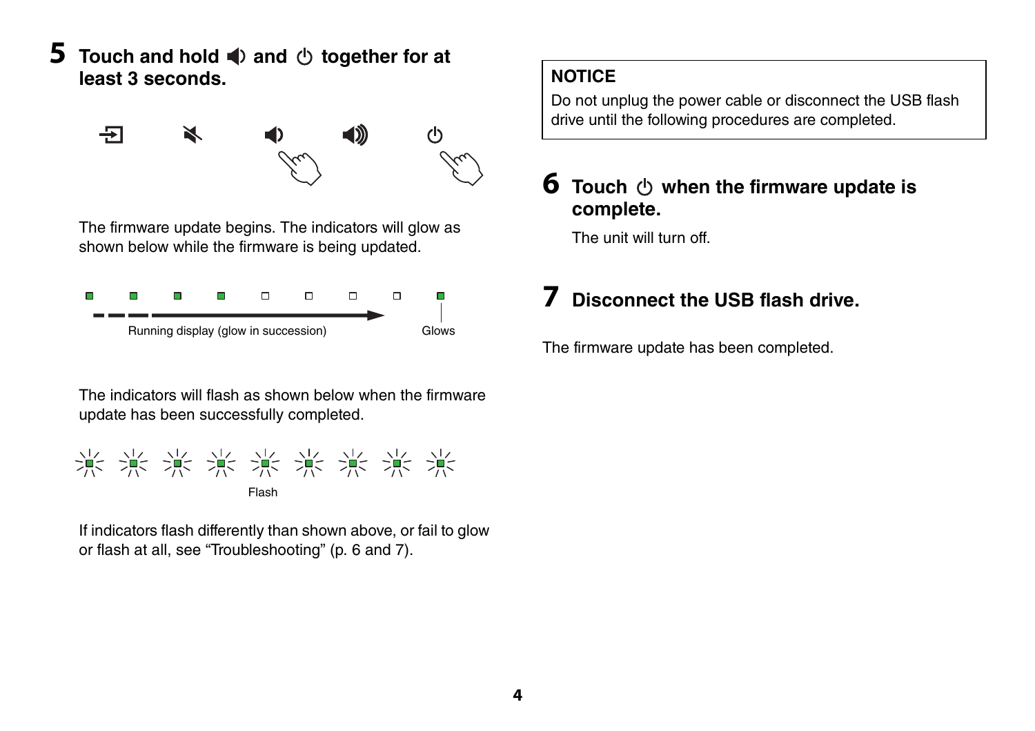## 5 Touch and hold 🔉 and ⏻ together for at least 3 seconds.

The firmware update begins. The indicators will glow as shown below while the firmware is being updated.

Running display (glow in succession)

Glows

The indicators will flash as shown below when the firmware update has been successfully completed.

Flash

If indicators flash differently than shown above, or fail to glow or flash at all, see "Troubleshooting" (p. 6 and 7).

**NOTICE**

Do not unplug the power cable or disconnect the USB flash drive until the following procedures are completed.

## 6 Touch ⏻ when the firmware update is complete.

The unit will turn off.

## 7 Disconnect the USB flash drive.

The firmware update has been completed.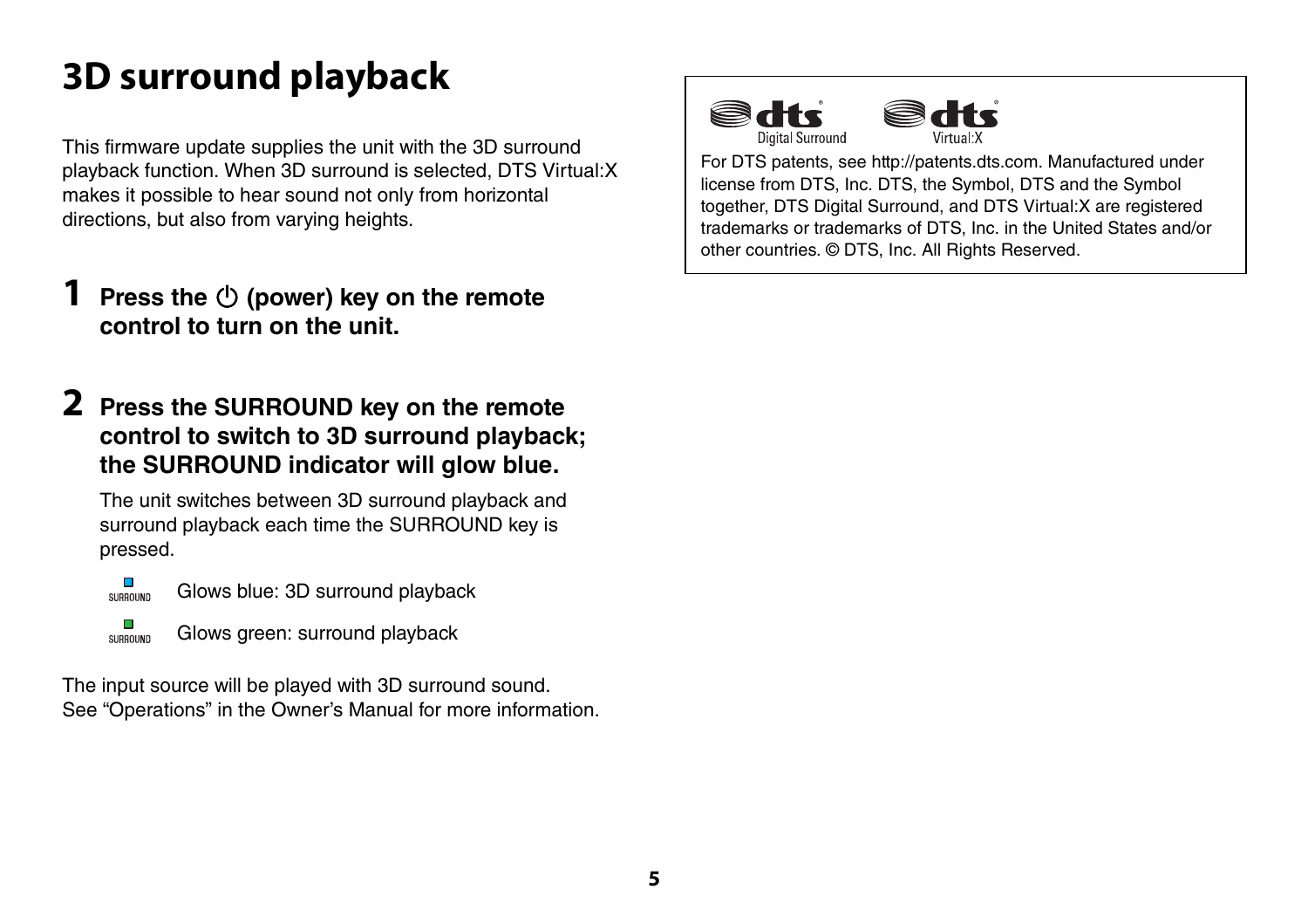# 3D surround playback

This firmware update supplies the unit with the 3D surround playback function. When 3D surround is selected, DTS Virtual:X makes it possible to hear sound not only from horizontal directions, but also from varying heights.

## 1 Press the ⏻ (power) key on the remote control to turn on the unit.

## 2 Press the SURROUND key on the remote control to switch to 3D surround playback; the SURROUND indicator will glow blue.

The unit switches between 3D surround playback and surround playback each time the SURROUND key is pressed.

- SURROUND — Glows blue: 3D surround playback
- SURROUND — Glows green: surround playback

The input source will be played with 3D surround sound.
See "Operations" in the Owner's Manual for more information.

dts Digital Surround    dts Virtual:X

For DTS patents, see http://patents.dts.com. Manufactured under license from DTS, Inc. DTS, the Symbol, DTS and the Symbol together, DTS Digital Surround, and DTS Virtual:X are registered trademarks or trademarks of DTS, Inc. in the United States and/or other countries. © DTS, Inc. All Rights Reserved.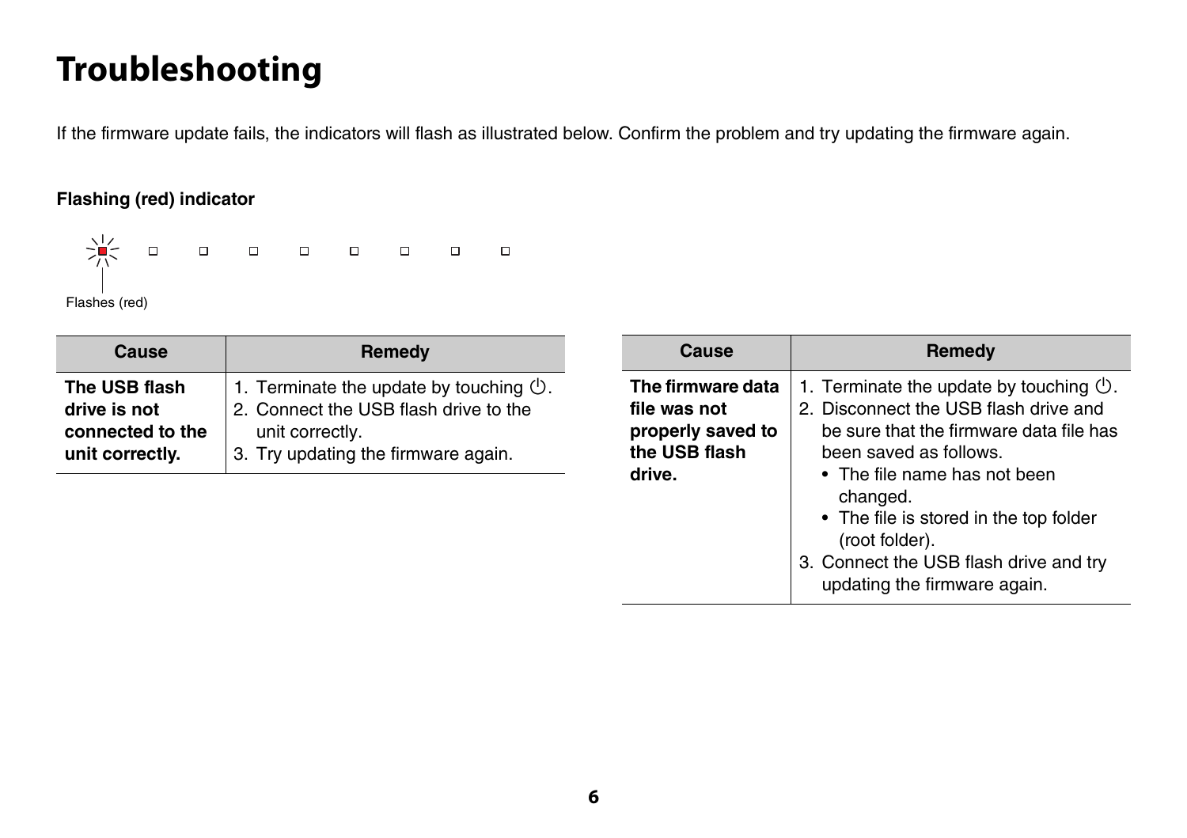# Troubleshooting

If the firmware update fails, the indicators will flash as illustrated below. Confirm the problem and try updating the firmware again.

**Flashing (red) indicator**

Flashes (red)

| Cause | Remedy |
|---|---|
| **The USB flash drive is not connected to the unit correctly.** | 1. Terminate the update by touching ⏻.<br>2. Connect the USB flash drive to the unit correctly.<br>3. Try updating the firmware again. |

| Cause | Remedy |
|---|---|
| **The firmware data file was not properly saved to the USB flash drive.** | 1. Terminate the update by touching ⏻.<br>2. Disconnect the USB flash drive and be sure that the firmware data file has been saved as follows.<br>• The file name has not been changed.<br>• The file is stored in the top folder (root folder).<br>3. Connect the USB flash drive and try updating the firmware again. |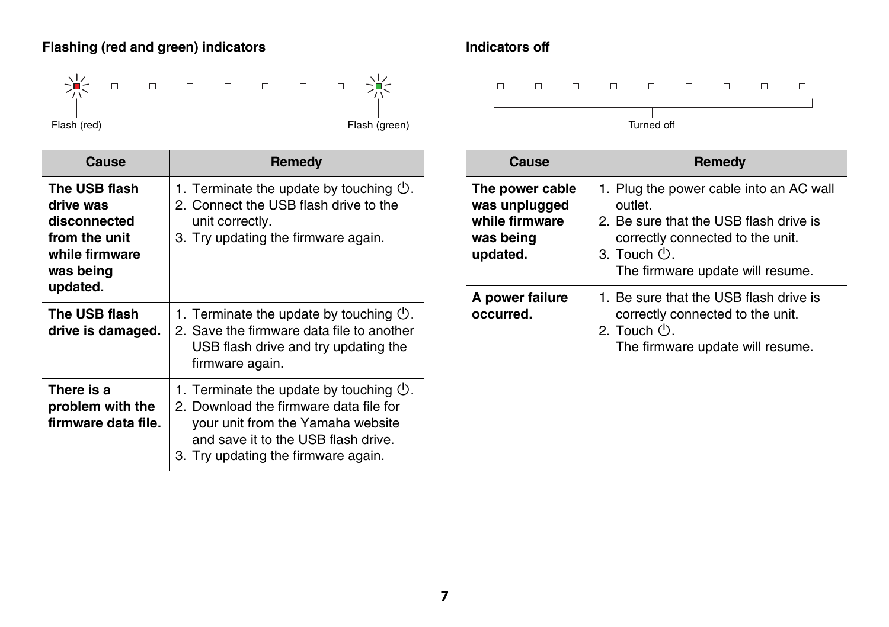### Flashing (red and green) indicators

Flash (red)

Flash (green)

| Cause | Remedy |
| --- | --- |
| **The USB flash drive was disconnected from the unit while firmware was being updated.** | 1. Terminate the update by touching ⏻.<br>2. Connect the USB flash drive to the unit correctly.<br>3. Try updating the firmware again. |
| **The USB flash drive is damaged.** | 1. Terminate the update by touching ⏻.<br>2. Save the firmware data file to another USB flash drive and try updating the firmware again. |
| **There is a problem with the firmware data file.** | 1. Terminate the update by touching ⏻.<br>2. Download the firmware data file for your unit from the Yamaha website and save it to the USB flash drive.<br>3. Try updating the firmware again. |

### Indicators off

Turned off

| Cause | Remedy |
| --- | --- |
| **The power cable was unplugged while firmware was being updated.** | 1. Plug the power cable into an AC wall outlet.<br>2. Be sure that the USB flash drive is correctly connected to the unit.<br>3. Touch ⏻.<br>The firmware update will resume. |
| **A power failure occurred.** | 1. Be sure that the USB flash drive is correctly connected to the unit.<br>2. Touch ⏻.<br>The firmware update will resume. |